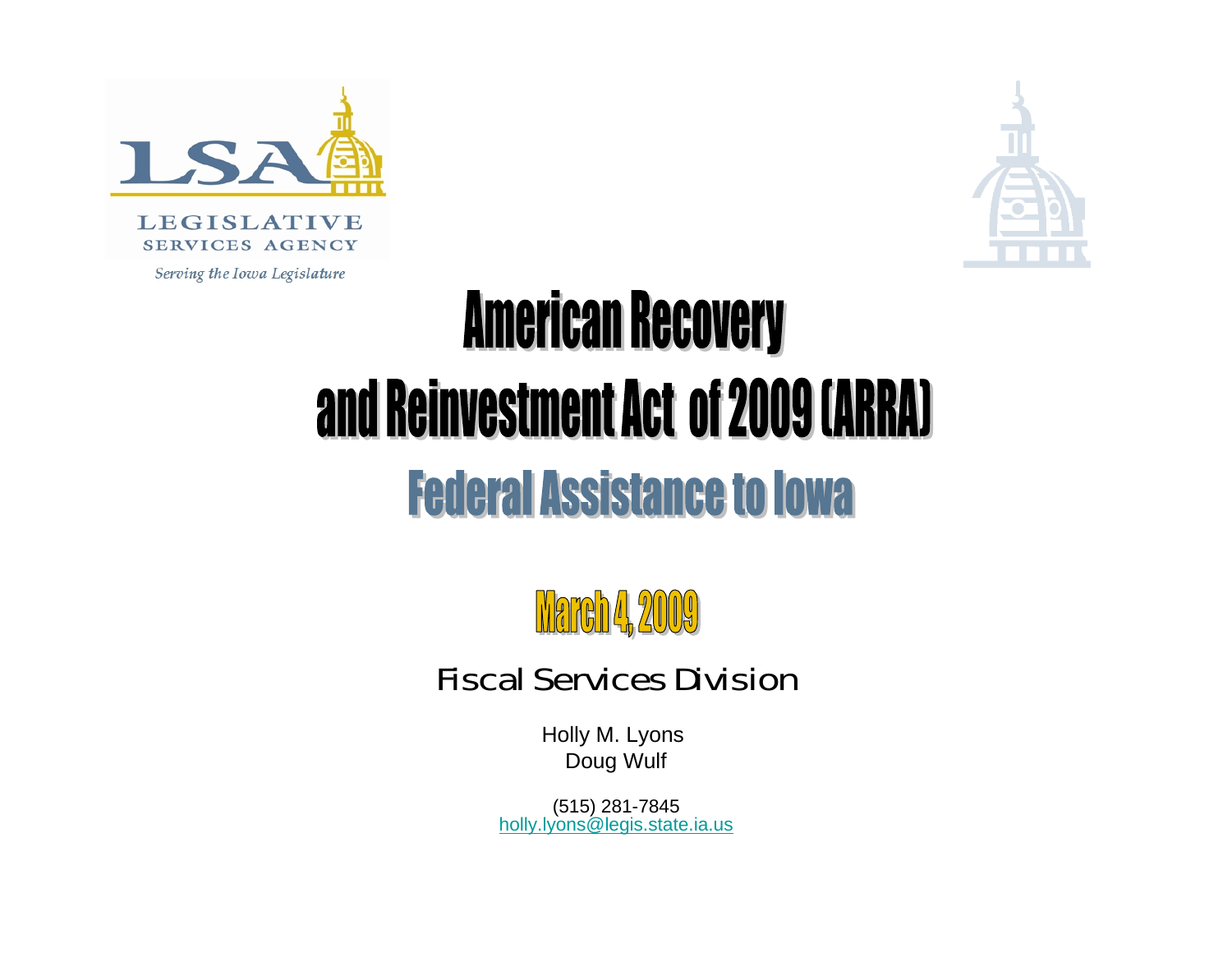LEGISLATIVE SERVICES AGENCY

*Serving the Iowa Legislature*

# American Recovery and Reinvestment Act of 2009 (ARRA)

## Federal Assistance to Iowa

## March 4, 2009

Fiscal Services Division

Holly M. Lyons
Doug Wulf

(515) 281-7845
holly.lyons@legis.state.ia.us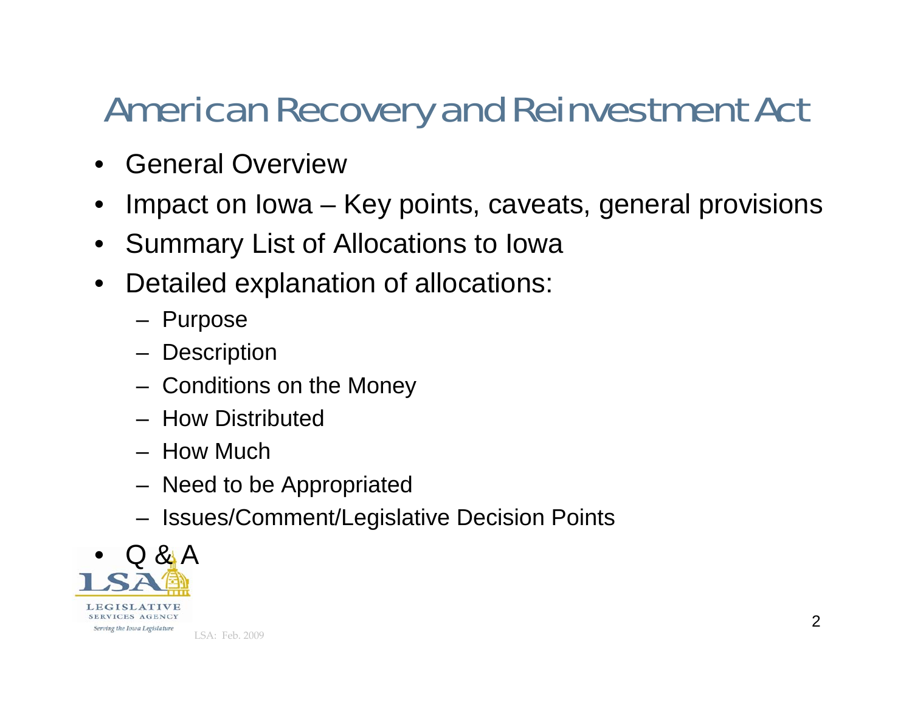# American Recovery and Reinvestment Act

- General Overview
- Impact on Iowa – Key points, caveats, general provisions
- Summary List of Allocations to Iowa
- Detailed explanation of allocations:
  - Purpose
  - Description
  - Conditions on the Money
  - How Distributed
  - How Much
  - Need to be Appropriated
  - Issues/Comment/Legislative Decision Points
- Q & A

LSA: Feb. 2009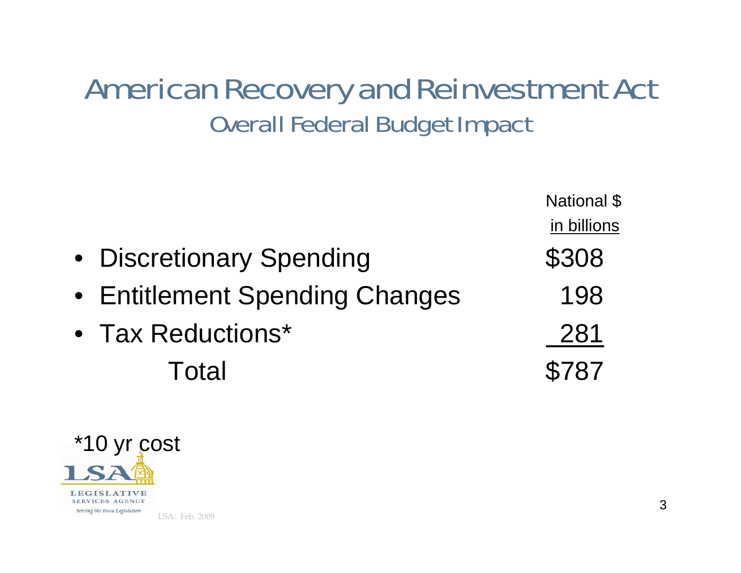# American Recovery and Reinvestment Act

## Overall Federal Budget Impact

| | National $ in billions |
|---|---|
| • Discretionary Spending | $308 |
| • Entitlement Spending Changes | 198 |
| • Tax Reductions* | 281 |
| Total | $787 |

*10 yr cost

LEGISLATIVE SERVICES AGENCY

*Serving the Iowa Legislature*

LSA: Feb. 2009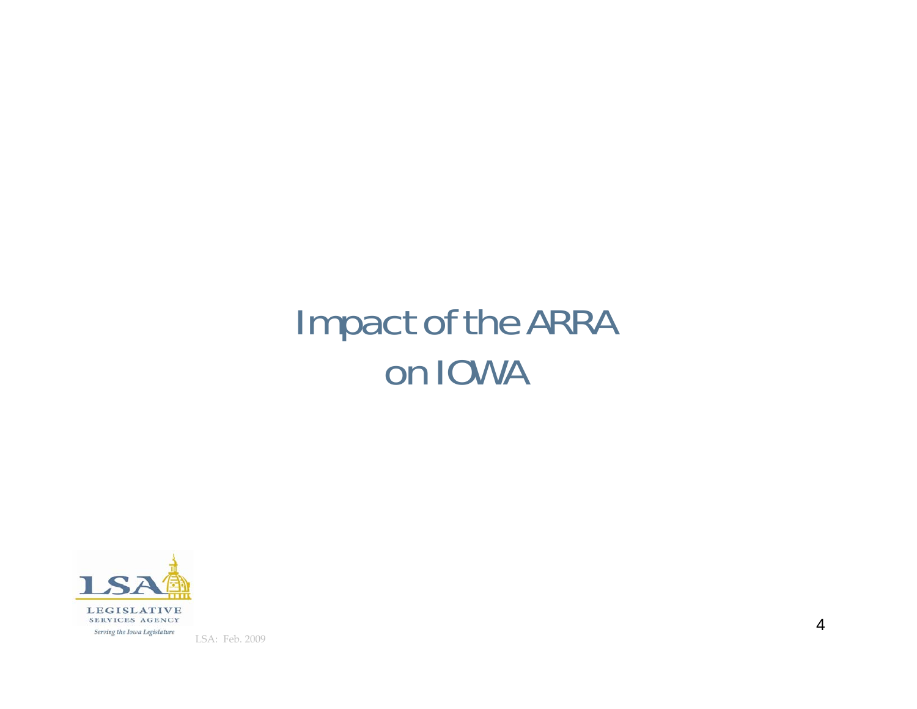# Impact of the ARRA on IOWA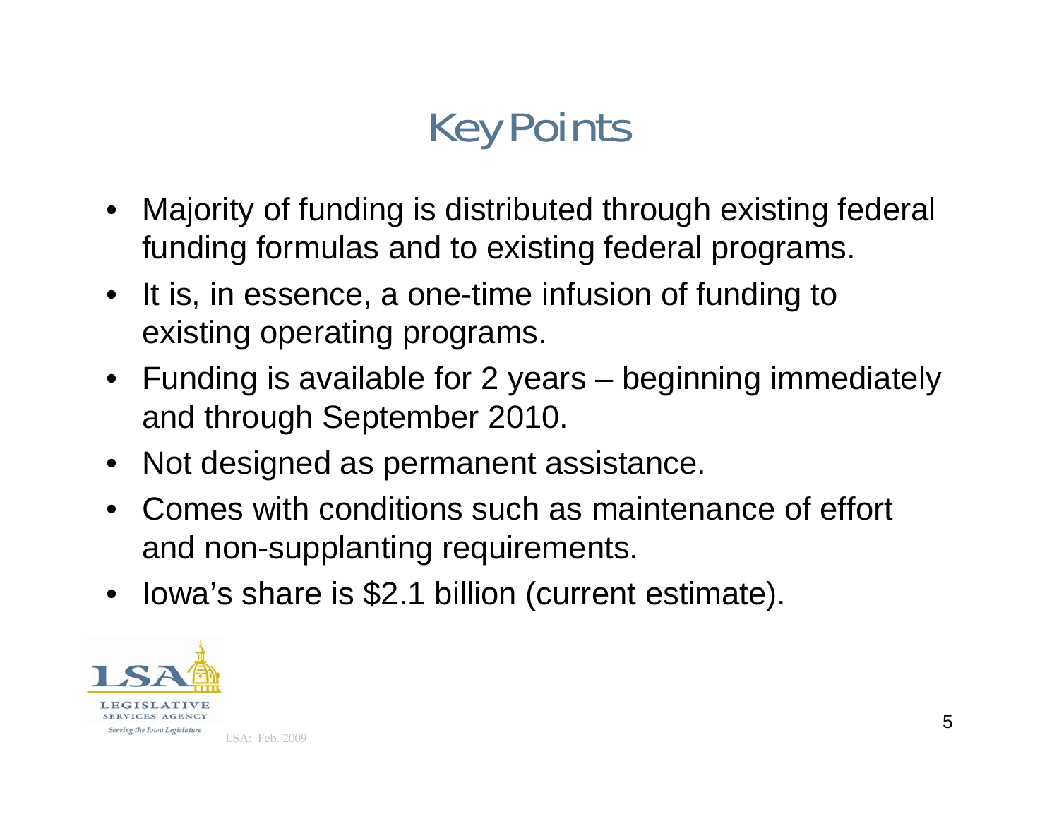# Key Points

- Majority of funding is distributed through existing federal funding formulas and to existing federal programs.
- It is, in essence, a one-time infusion of funding to existing operating programs.
- Funding is available for 2 years – beginning immediately and through September 2010.
- Not designed as permanent assistance.
- Comes with conditions such as maintenance of effort and non-supplanting requirements.
- Iowa's share is $2.1 billion (current estimate).

LSA: Feb. 2009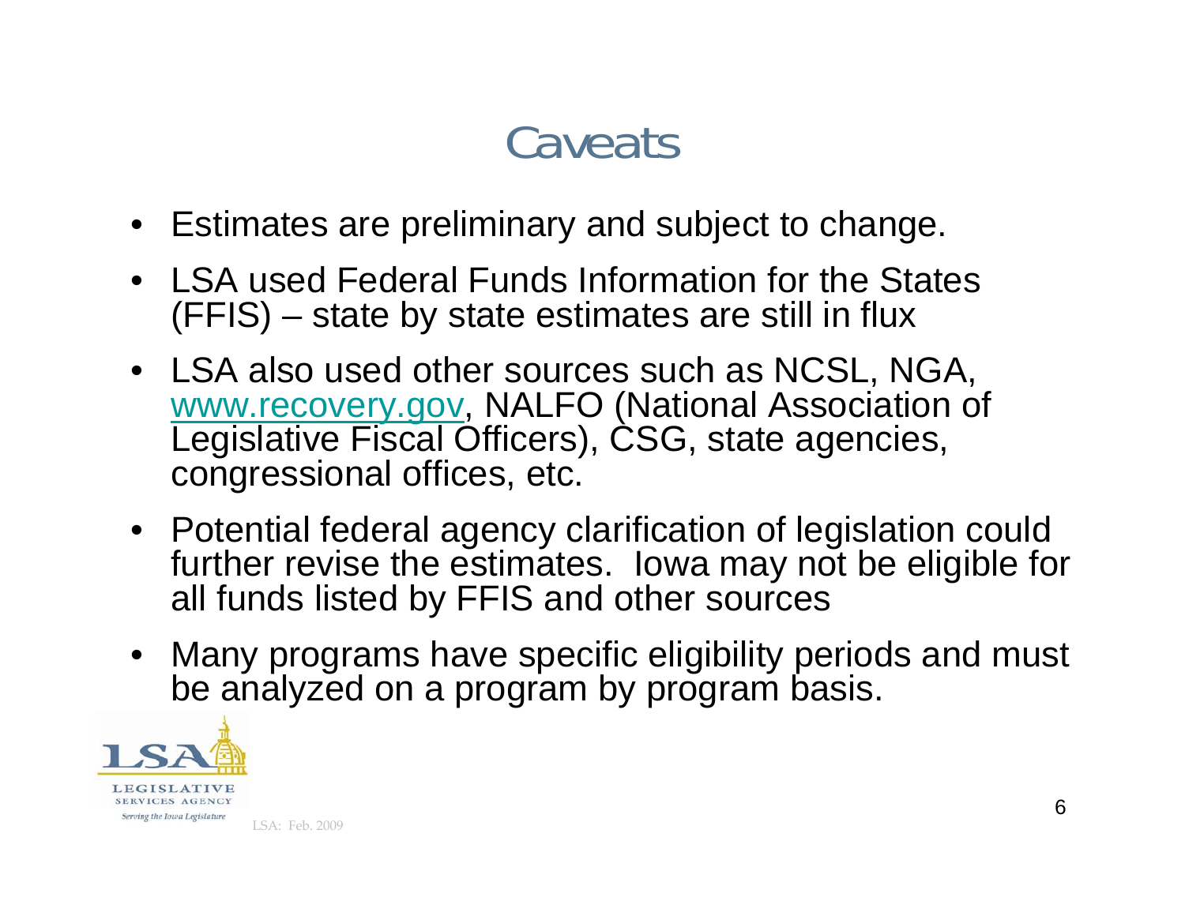# Caveats

- Estimates are preliminary and subject to change.
- LSA used Federal Funds Information for the States (FFIS) – state by state estimates are still in flux
- LSA also used other sources such as NCSL, NGA, www.recovery.gov, NALFO (National Association of Legislative Fiscal Officers), CSG, state agencies, congressional offices, etc.
- Potential federal agency clarification of legislation could further revise the estimates. Iowa may not be eligible for all funds listed by FFIS and other sources
- Many programs have specific eligibility periods and must be analyzed on a program by program basis.

LSA: Feb. 2009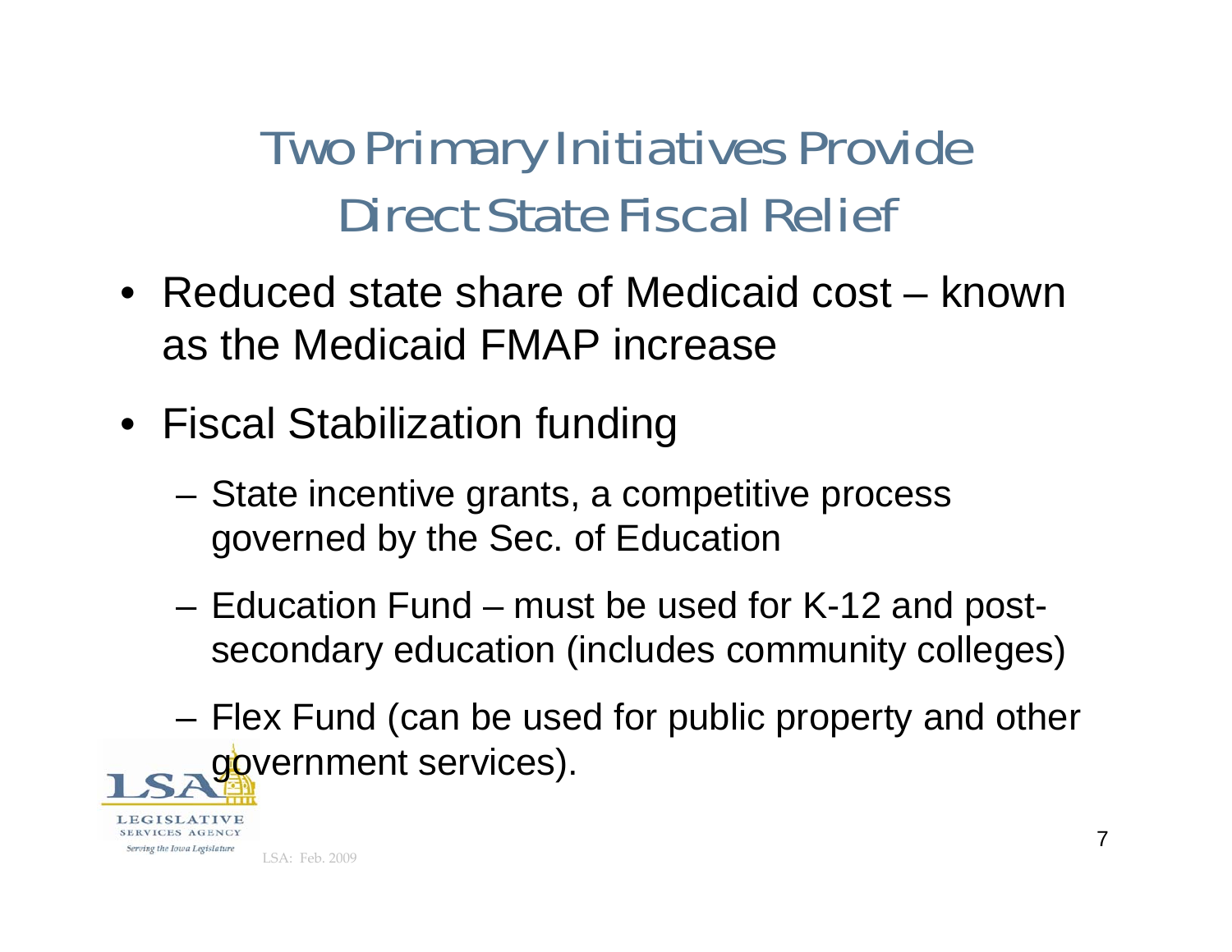# Two Primary Initiatives Provide Direct State Fiscal Relief

- Reduced state share of Medicaid cost – known as the Medicaid FMAP increase
- Fiscal Stabilization funding
  - State incentive grants, a competitive process governed by the Sec. of Education
  - Education Fund – must be used for K-12 and post-secondary education (includes community colleges)
  - Flex Fund (can be used for public property and other government services).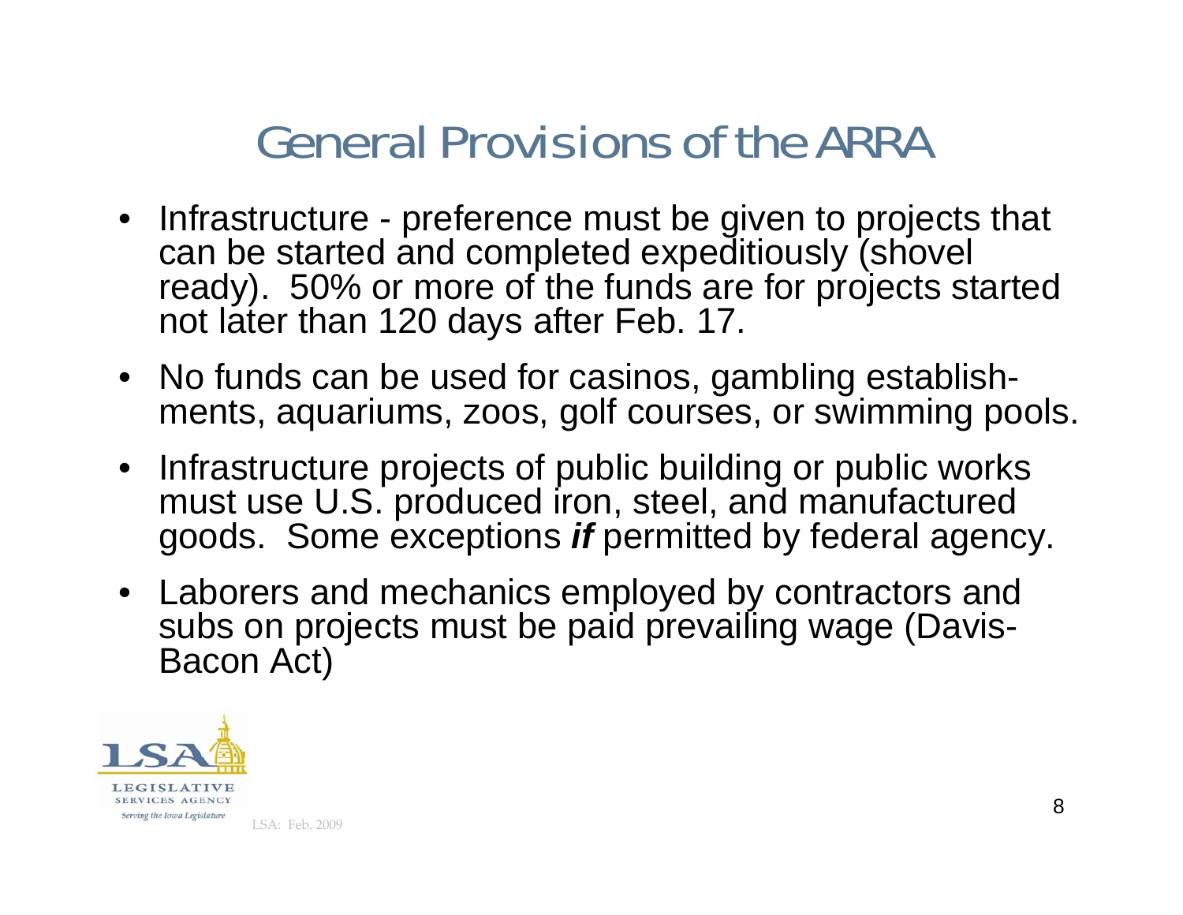# General Provisions of the ARRA

- Infrastructure - preference must be given to projects that can be started and completed expeditiously (shovel ready). 50% or more of the funds are for projects started not later than 120 days after Feb. 17.
- No funds can be used for casinos, gambling establishments, aquariums, zoos, golf courses, or swimming pools.
- Infrastructure projects of public building or public works must use U.S. produced iron, steel, and manufactured goods. Some exceptions ***if*** permitted by federal agency.
- Laborers and mechanics employed by contractors and subs on projects must be paid prevailing wage (Davis-Bacon Act)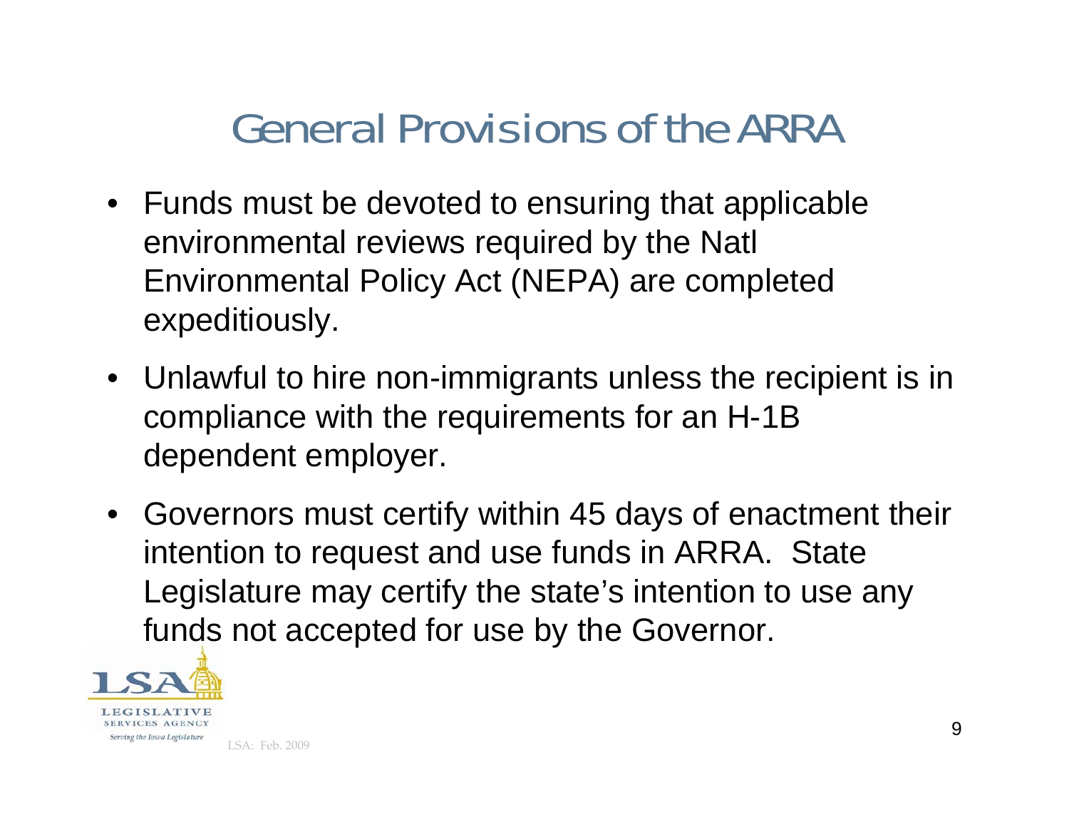# General Provisions of the ARRA

- Funds must be devoted to ensuring that applicable environmental reviews required by the Natl Environmental Policy Act (NEPA) are completed expeditiously.
- Unlawful to hire non-immigrants unless the recipient is in compliance with the requirements for an H-1B dependent employer.
- Governors must certify within 45 days of enactment their intention to request and use funds in ARRA. State Legislature may certify the state's intention to use any funds not accepted for use by the Governor.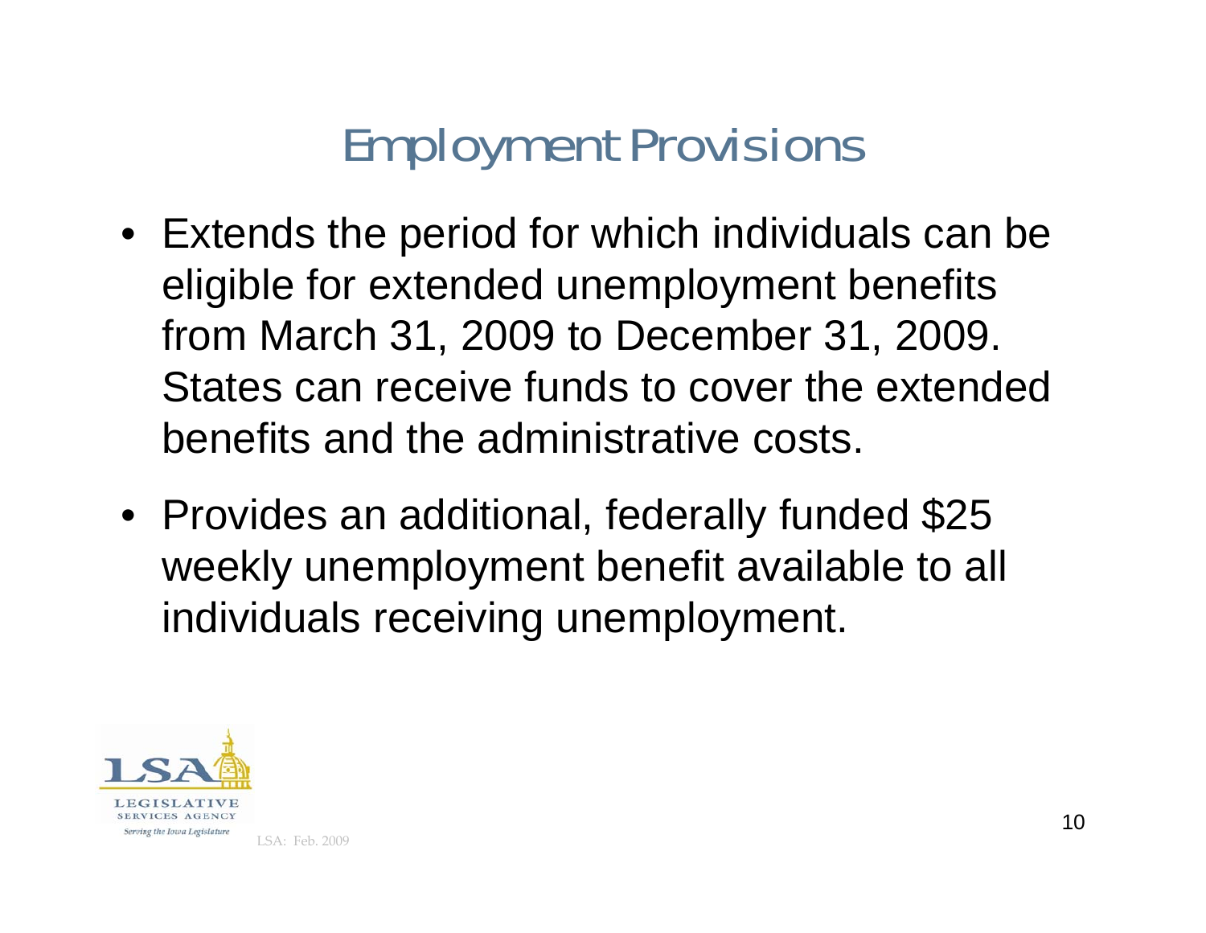# Employment Provisions

- Extends the period for which individuals can be eligible for extended unemployment benefits from March 31, 2009 to December 31, 2009. States can receive funds to cover the extended benefits and the administrative costs.
- Provides an additional, federally funded $25 weekly unemployment benefit available to all individuals receiving unemployment.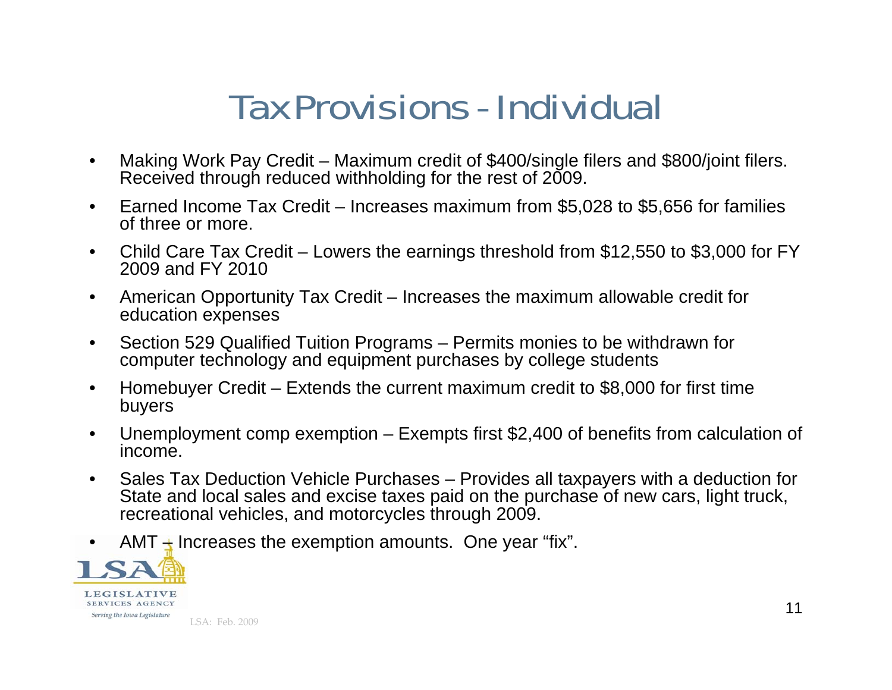# Tax Provisions - Individual

- Making Work Pay Credit – Maximum credit of $400/single filers and $800/joint filers. Received through reduced withholding for the rest of 2009.
- Earned Income Tax Credit – Increases maximum from $5,028 to $5,656 for families of three or more.
- Child Care Tax Credit – Lowers the earnings threshold from $12,550 to $3,000 for FY 2009 and FY 2010
- American Opportunity Tax Credit – Increases the maximum allowable credit for education expenses
- Section 529 Qualified Tuition Programs – Permits monies to be withdrawn for computer technology and equipment purchases by college students
- Homebuyer Credit – Extends the current maximum credit to $8,000 for first time buyers
- Unemployment comp exemption – Exempts first $2,400 of benefits from calculation of income.
- Sales Tax Deduction Vehicle Purchases – Provides all taxpayers with a deduction for State and local sales and excise taxes paid on the purchase of new cars, light truck, recreational vehicles, and motorcycles through 2009.
- AMT – Increases the exemption amounts. One year "fix".

LSA: Feb. 2009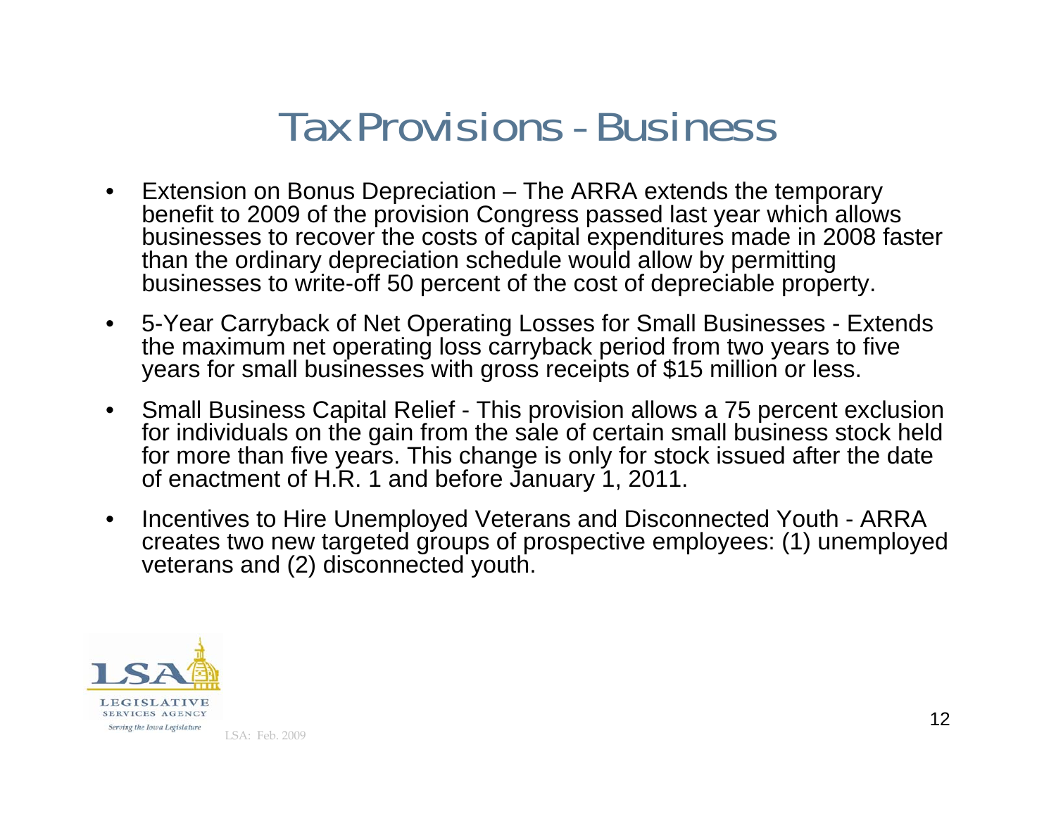# Tax Provisions - Business

- Extension on Bonus Depreciation – The ARRA extends the temporary benefit to 2009 of the provision Congress passed last year which allows businesses to recover the costs of capital expenditures made in 2008 faster than the ordinary depreciation schedule would allow by permitting businesses to write-off 50 percent of the cost of depreciable property.
- 5-Year Carryback of Net Operating Losses for Small Businesses - Extends the maximum net operating loss carryback period from two years to five years for small businesses with gross receipts of $15 million or less.
- Small Business Capital Relief - This provision allows a 75 percent exclusion for individuals on the gain from the sale of certain small business stock held for more than five years. This change is only for stock issued after the date of enactment of H.R. 1 and before January 1, 2011.
- Incentives to Hire Unemployed Veterans and Disconnected Youth - ARRA creates two new targeted groups of prospective employees: (1) unemployed veterans and (2) disconnected youth.

LSA: Feb. 2009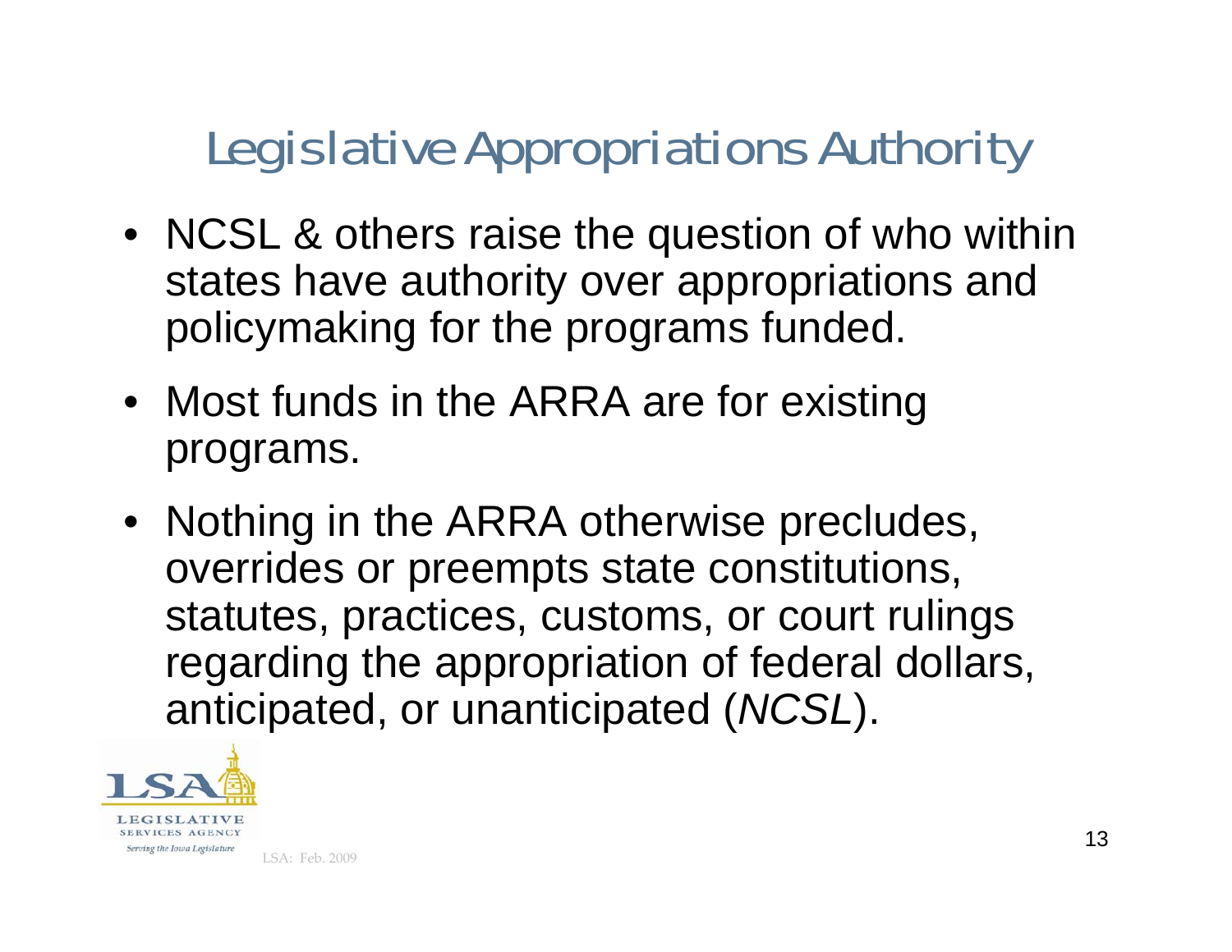# Legislative Appropriations Authority

- NCSL & others raise the question of who within states have authority over appropriations and policymaking for the programs funded.
- Most funds in the ARRA are for existing programs.
- Nothing in the ARRA otherwise precludes, overrides or preempts state constitutions, statutes, practices, customs, or court rulings regarding the appropriation of federal dollars, anticipated, or unanticipated (*NCSL*).

LSA: Feb. 2009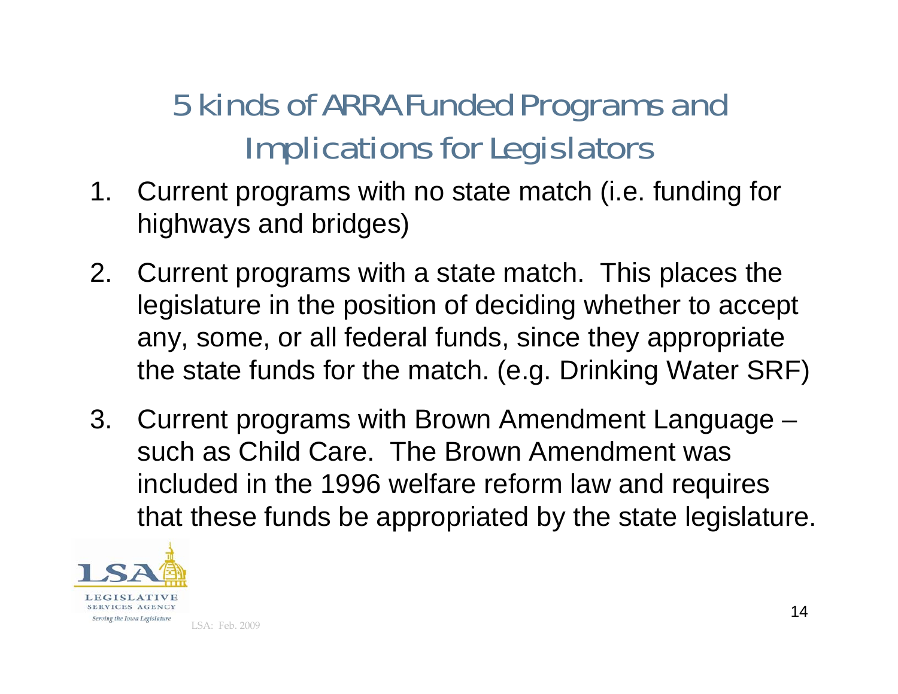# 5 kinds of ARRA Funded Programs and Implications for Legislators

1. Current programs with no state match (i.e. funding for highways and bridges)
2. Current programs with a state match. This places the legislature in the position of deciding whether to accept any, some, or all federal funds, since they appropriate the state funds for the match. (e.g. Drinking Water SRF)
3. Current programs with Brown Amendment Language – such as Child Care. The Brown Amendment was included in the 1996 welfare reform law and requires that these funds be appropriated by the state legislature.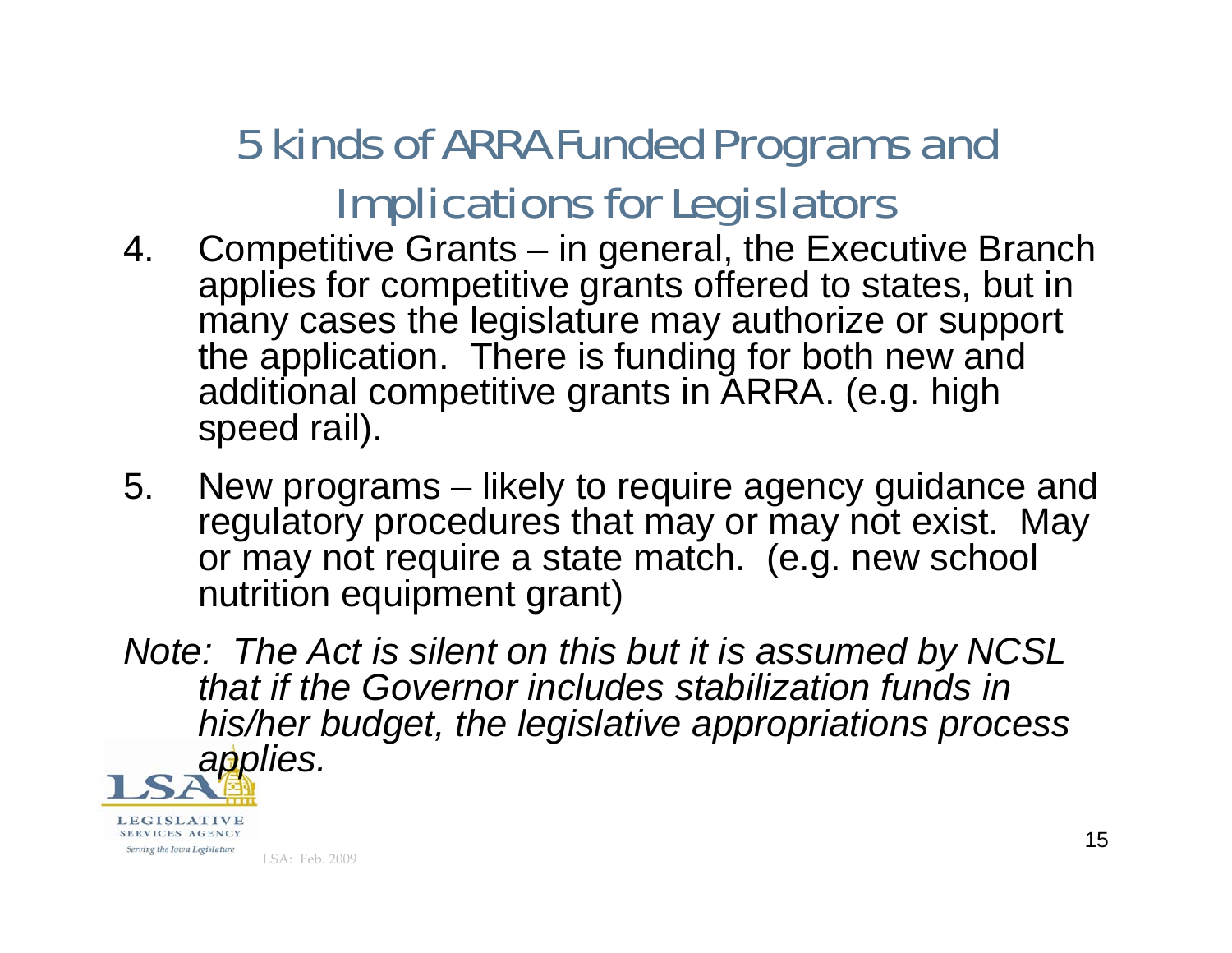# 5 kinds of ARRA Funded Programs and Implications for Legislators

4. Competitive Grants – in general, the Executive Branch applies for competitive grants offered to states, but in many cases the legislature may authorize or support the application. There is funding for both new and additional competitive grants in ARRA. (e.g. high speed rail).

5. New programs – likely to require agency guidance and regulatory procedures that may or may not exist. May or may not require a state match. (e.g. new school nutrition equipment grant)

*Note: The Act is silent on this but it is assumed by NCSL that if the Governor includes stabilization funds in his/her budget, the legislative appropriations process applies.*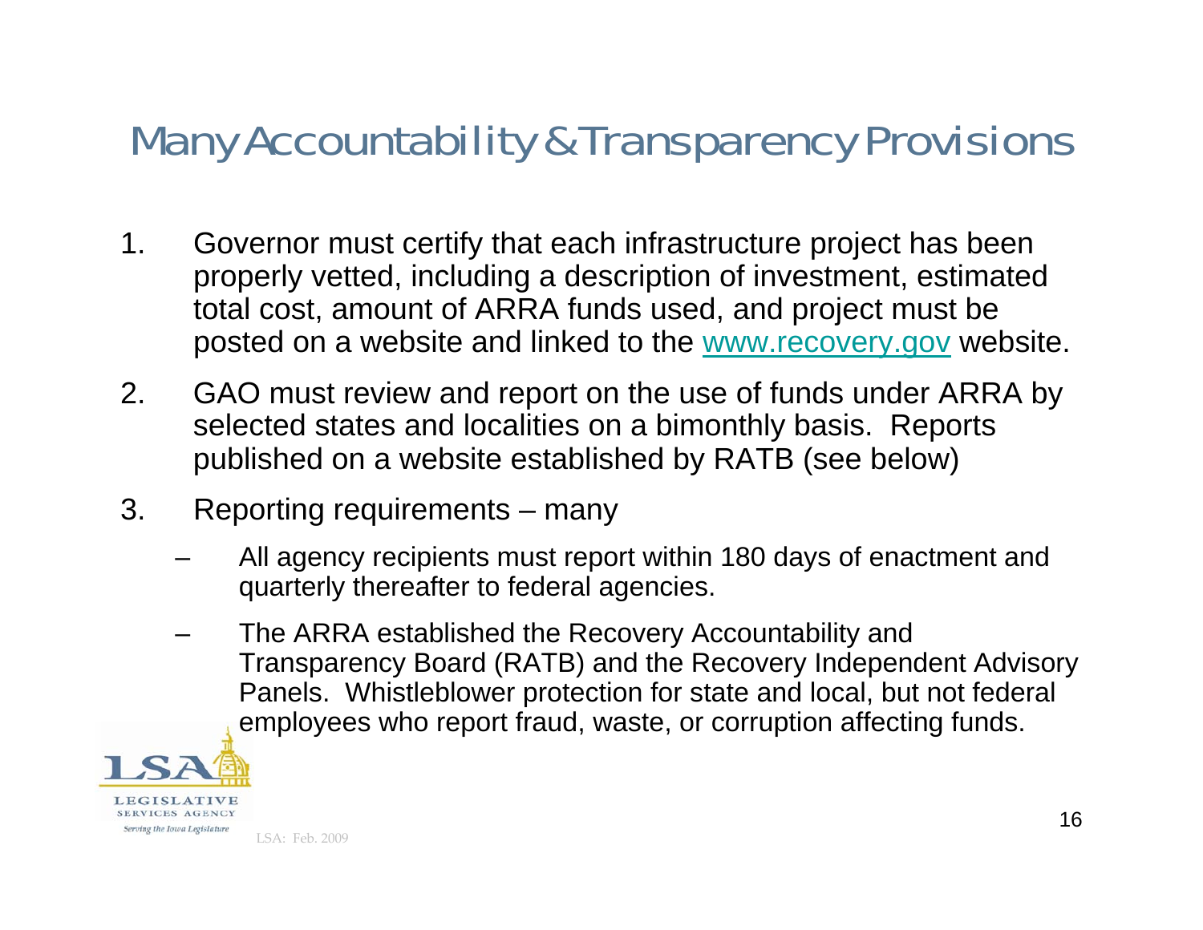# Many Accountability & Transparency Provisions

1. Governor must certify that each infrastructure project has been properly vetted, including a description of investment, estimated total cost, amount of ARRA funds used, and project must be posted on a website and linked to the www.recovery.gov website.
2. GAO must review and report on the use of funds under ARRA by selected states and localities on a bimonthly basis. Reports published on a website established by RATB (see below)
3. Reporting requirements – many
   - All agency recipients must report within 180 days of enactment and quarterly thereafter to federal agencies.
   - The ARRA established the Recovery Accountability and Transparency Board (RATB) and the Recovery Independent Advisory Panels. Whistleblower protection for state and local, but not federal employees who report fraud, waste, or corruption affecting funds.

LSA: Feb. 2009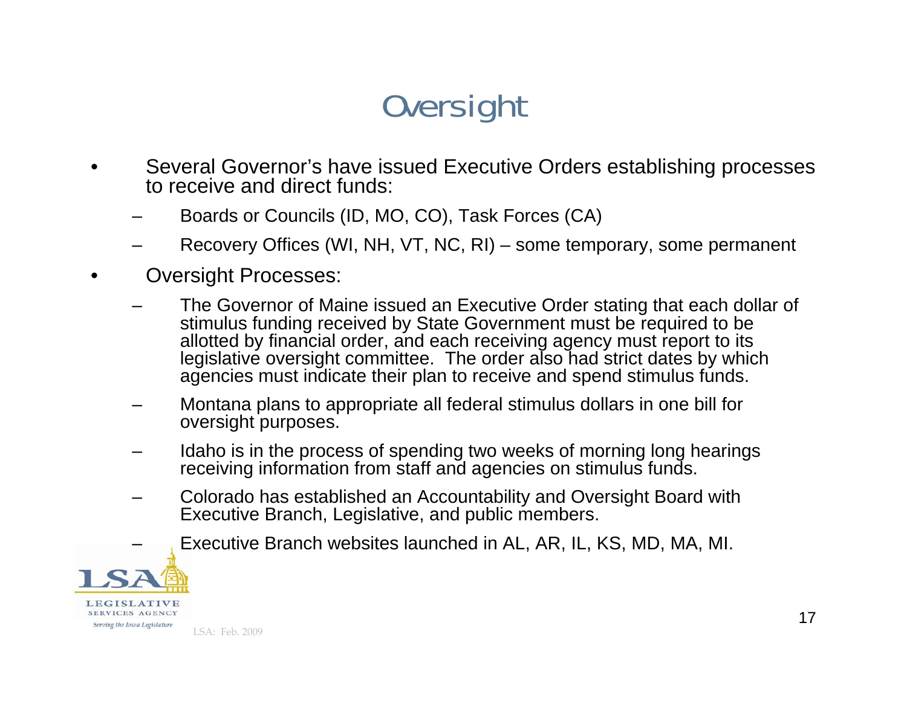# Oversight

- Several Governor's have issued Executive Orders establishing processes to receive and direct funds:
  - Boards or Councils (ID, MO, CO), Task Forces (CA)
  - Recovery Offices (WI, NH, VT, NC, RI) – some temporary, some permanent
- Oversight Processes:
  - The Governor of Maine issued an Executive Order stating that each dollar of stimulus funding received by State Government must be required to be allotted by financial order, and each receiving agency must report to its legislative oversight committee. The order also had strict dates by which agencies must indicate their plan to receive and spend stimulus funds.
  - Montana plans to appropriate all federal stimulus dollars in one bill for oversight purposes.
  - Idaho is in the process of spending two weeks of morning long hearings receiving information from staff and agencies on stimulus funds.
  - Colorado has established an Accountability and Oversight Board with Executive Branch, Legislative, and public members.
  - Executive Branch websites launched in AL, AR, IL, KS, MD, MA, MI.

LSA: Feb. 2009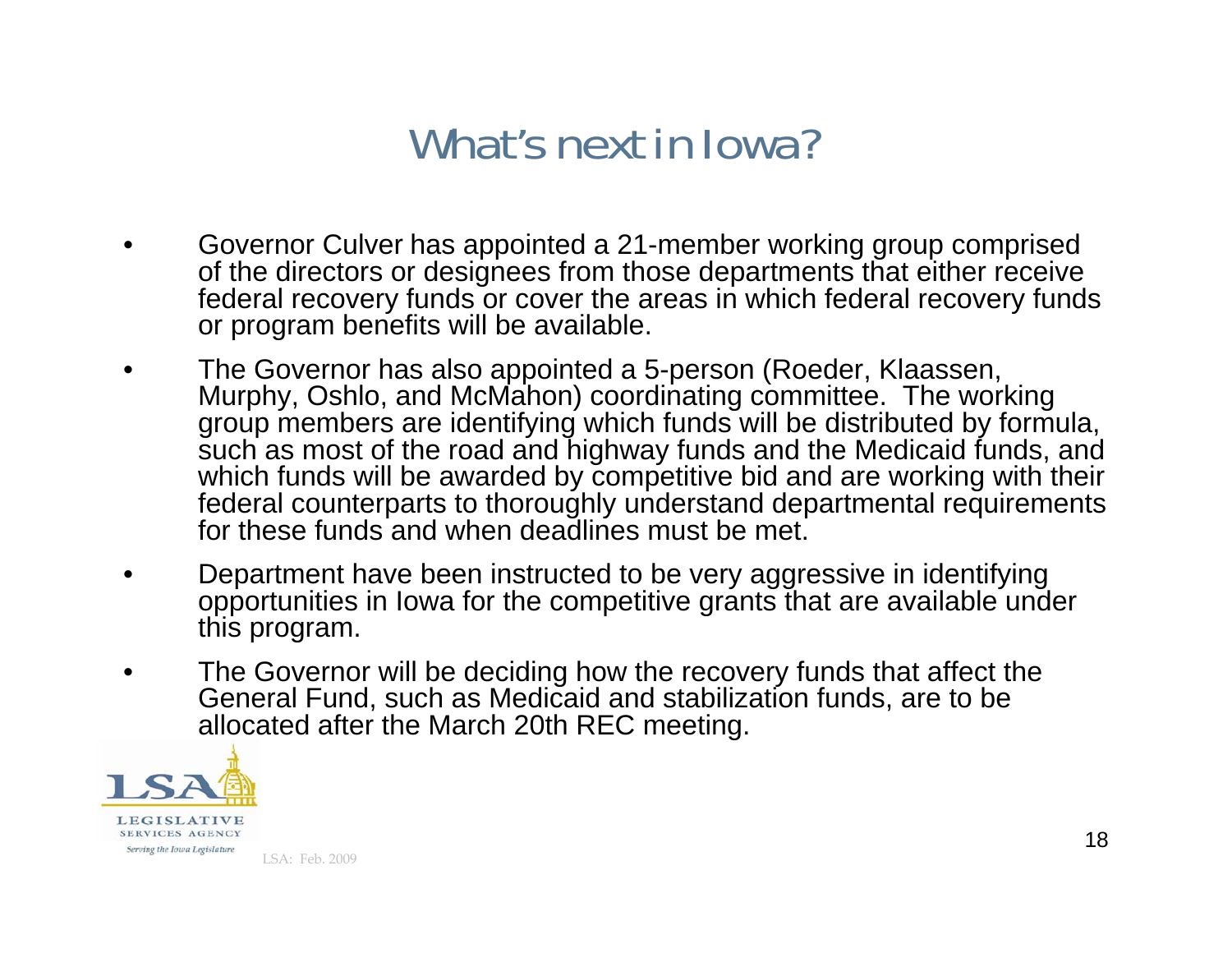# What's next in Iowa?

- Governor Culver has appointed a 21-member working group comprised of the directors or designees from those departments that either receive federal recovery funds or cover the areas in which federal recovery funds or program benefits will be available.
- The Governor has also appointed a 5-person (Roeder, Klaassen, Murphy, Oshlo, and McMahon) coordinating committee. The working group members are identifying which funds will be distributed by formula, such as most of the road and highway funds and the Medicaid funds, and which funds will be awarded by competitive bid and are working with their federal counterparts to thoroughly understand departmental requirements for these funds and when deadlines must be met.
- Department have been instructed to be very aggressive in identifying opportunities in Iowa for the competitive grants that are available under this program.
- The Governor will be deciding how the recovery funds that affect the General Fund, such as Medicaid and stabilization funds, are to be allocated after the March 20th REC meeting.

LSA
LEGISLATIVE SERVICES AGENCY
*Serving the Iowa Legislature*

LSA: Feb. 2009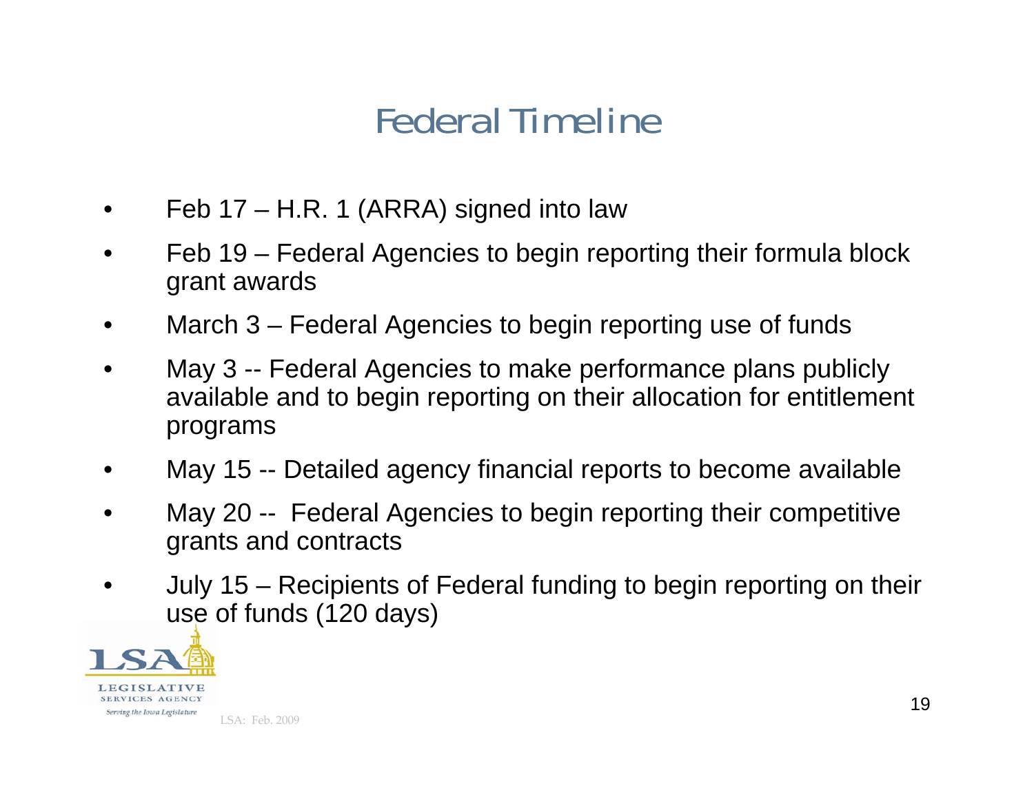# Federal Timeline

- Feb 17 – H.R. 1 (ARRA) signed into law
- Feb 19 – Federal Agencies to begin reporting their formula block grant awards
- March 3 – Federal Agencies to begin reporting use of funds
- May 3 -- Federal Agencies to make performance plans publicly available and to begin reporting on their allocation for entitlement programs
- May 15 -- Detailed agency financial reports to become available
- May 20 -- Federal Agencies to begin reporting their competitive grants and contracts
- July 15 – Recipients of Federal funding to begin reporting on their use of funds (120 days)

LSA: Feb. 2009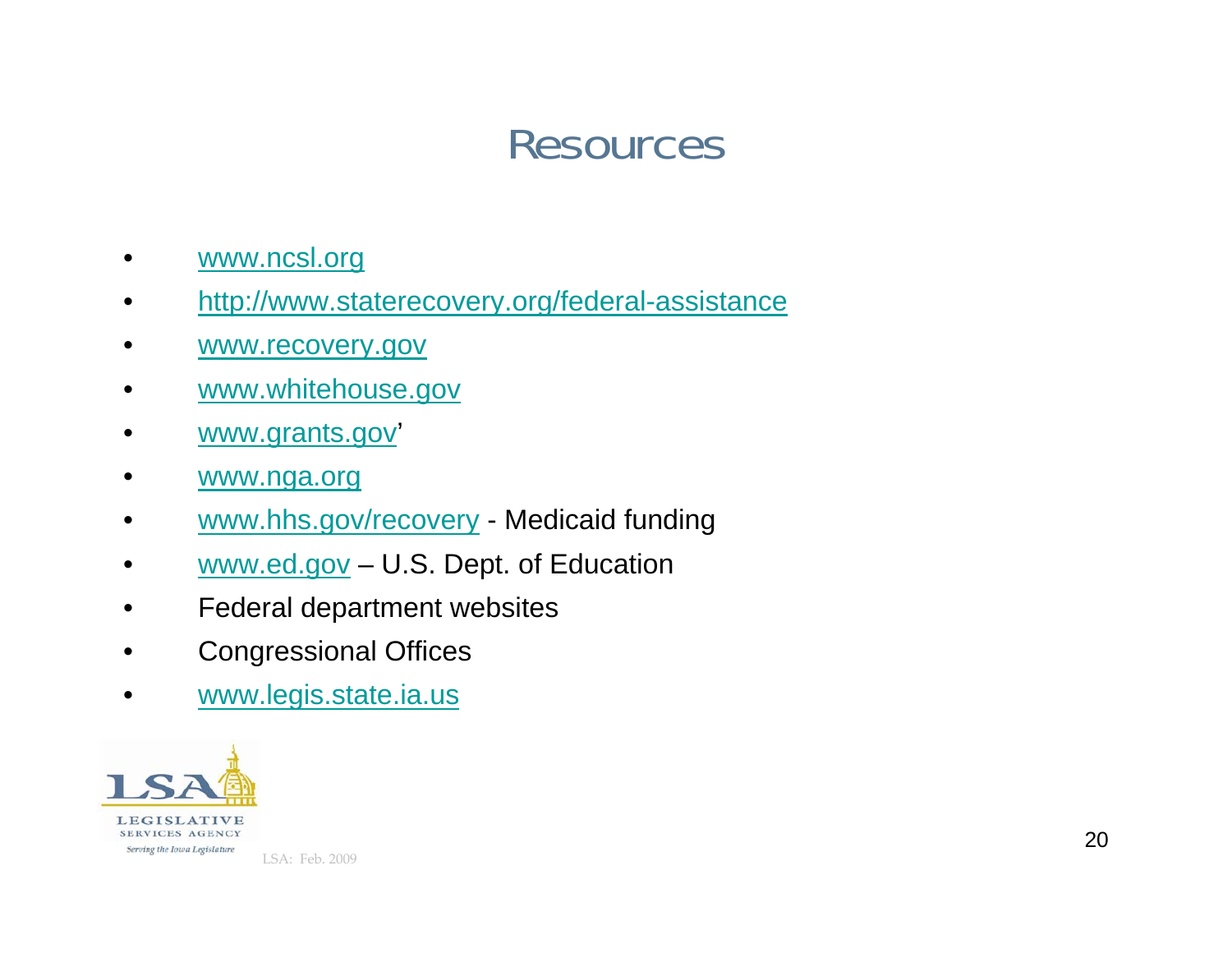# Resources

- www.ncsl.org
- http://www.staterecovery.org/federal-assistance
- www.recovery.gov
- www.whitehouse.gov
- www.grants.gov'
- www.nga.org
- www.hhs.gov/recovery - Medicaid funding
- www.ed.gov – U.S. Dept. of Education
- Federal department websites
- Congressional Offices
- www.legis.state.ia.us

LSA
LEGISLATIVE
SERVICES AGENCY
*Serving the Iowa Legislature*

LSA: Feb. 2009